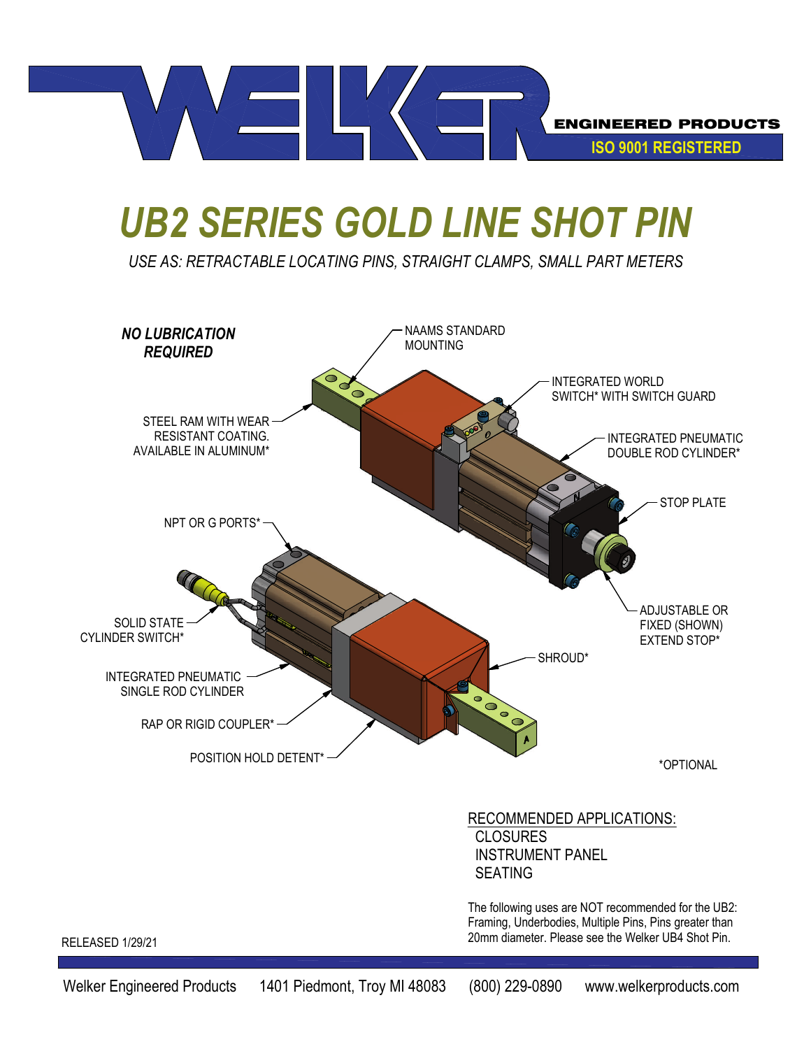WELKER ENGINEERED PRODUCTS

ISO 9001 REGISTERED

# UB2 SERIES GOLD LINE SHOT PIN

*USE AS: RETRACTABLE LOCATING PINS, STRAIGHT CLAMPS, SMALL PART METERS*

***NO LUBRICATION REQUIRED***

- NAAMS STANDARD MOUNTING
- INTEGRATED WORLD SWITCH* WITH SWITCH GUARD
- STEEL RAM WITH WEAR RESISTANT COATING. AVAILABLE IN ALUMINUM*
- INTEGRATED PNEUMATIC DOUBLE ROD CYLINDER*
- STOP PLATE
- NPT OR G PORTS*
- SOLID STATE CYLINDER SWITCH*
- ADJUSTABLE OR FIXED (SHOWN) EXTEND STOP*
- SHROUD*
- INTEGRATED PNEUMATIC SINGLE ROD CYLINDER
- RAP OR RIGID COUPLER*
- POSITION HOLD DETENT*

*OPTIONAL

RECOMMENDED APPLICATIONS:
- CLOSURES
- INSTRUMENT PANEL
- SEATING

The following uses are NOT recommended for the UB2: Framing, Underbodies, Multiple Pins, Pins greater than 20mm diameter. Please see the Welker UB4 Shot Pin.

RELEASED 1/29/21

Welker Engineered Products 1401 Piedmont, Troy MI 48083 (800) 229-0890 www.welkerproducts.com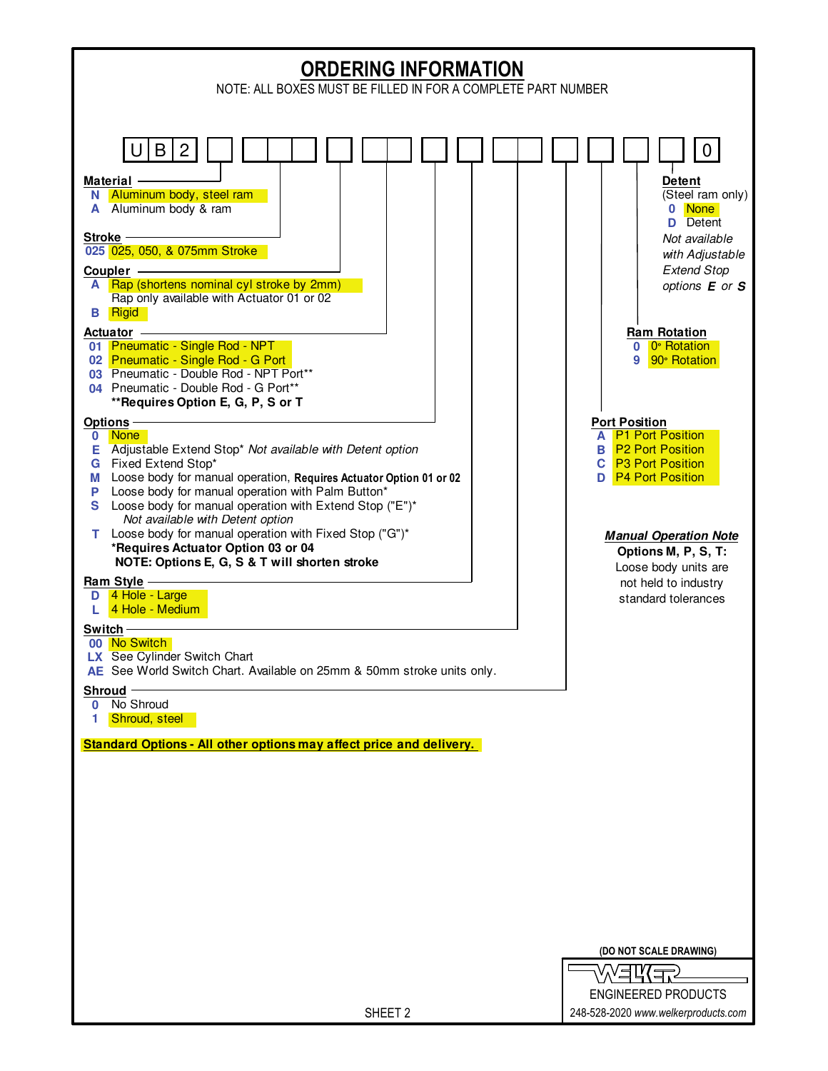# ORDERING INFORMATION

NOTE: ALL BOXES MUST BE FILLED IN FOR A COMPLETE PART NUMBER

U B 2 [ ] [ ][ ][ ] [ ] [ ][ ] [ ] [ ] [ ][ ] [ ] [ ] [ ] [ ] [0]

**Material**
- **N** Aluminum body, steel ram
- **A** Aluminum body & ram

**Stroke**
- **025** 025, 050, & 075mm Stroke

**Coupler**
- **A** Rap (shortens nominal cyl stroke by 2mm)
  Rap only available with Actuator 01 or 02
- **B** Rigid

**Actuator**
- **01** Pneumatic - Single Rod - NPT
- **02** Pneumatic - Single Rod - G Port
- **03** Pneumatic - Double Rod - NPT Port**
- **04** Pneumatic - Double Rod - G Port**

****Requires Option E, G, P, S or T**

**Options**
- **0** None
- **E** Adjustable Extend Stop* *Not available with Detent option*
- **G** Fixed Extend Stop*
- **M** Loose body for manual operation, **Requires Actuator Option 01 or 02**
- **P** Loose body for manual operation with Palm Button*
- **S** Loose body for manual operation with Extend Stop ("E")*
  *Not available with Detent option*
- **T** Loose body for manual operation with Fixed Stop ("G")*

***Requires Actuator Option 03 or 04**
**NOTE: Options E, G, S & T will shorten stroke**

**Ram Style**
- **D** 4 Hole - Large
- **L** 4 Hole - Medium

**Switch**
- **00** No Switch
- **LX** See Cylinder Switch Chart
- **AE** See World Switch Chart. Available on 25mm & 50mm stroke units only.

**Shroud**
- **0** No Shroud
- **1** Shroud, steel

**Port Position**
- **A** P1 Port Position
- **B** P2 Port Position
- **C** P3 Port Position
- **D** P4 Port Position

**Ram Rotation**
- **0** 0° Rotation
- **9** 90° Rotation

**Detent**
(Steel ram only)
- **0** None
- **D** Detent

*Not available with Adjustable Extend Stop options **E** or **S***

***Manual Operation Note***
**Options M, P, S, T:**
Loose body units are not held to industry standard tolerances

**Standard Options - All other options may affect price and delivery.**

(DO NOT SCALE DRAWING)

WELKER ENGINEERED PRODUCTS
248-528-2020 www.welkerproducts.com

SHEET 2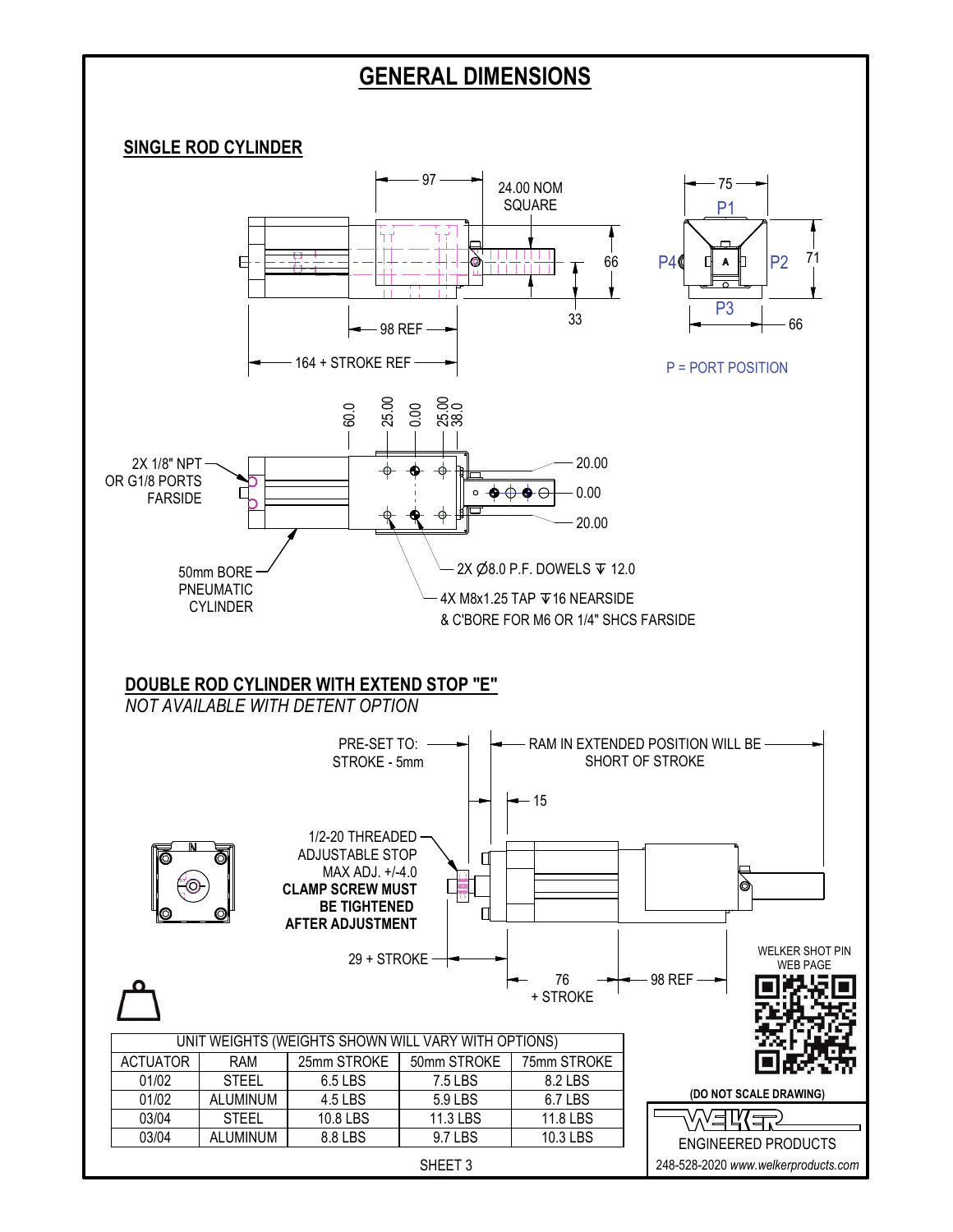# GENERAL DIMENSIONS

## SINGLE ROD CYLINDER

97

24.00 NOM SQUARE

66

33

98 REF

164 + STROKE REF

75

P1

P4

P2

71

P3

66

P = PORT POSITION

60.0 25.00 0.00 25.00 38.0

20.00

0.00

20.00

2X 1/8" NPT OR G1/8 PORTS FARSIDE

50mm BORE PNEUMATIC CYLINDER

2X Ø8.0 P.F. DOWELS ⊽ 12.0

4X M8x1.25 TAP ⊽16 NEARSIDE & C'BORE FOR M6 OR 1/4" SHCS FARSIDE

## DOUBLE ROD CYLINDER WITH EXTEND STOP "E"

*NOT AVAILABLE WITH DETENT OPTION*

PRE-SET TO: STROKE - 5mm

RAM IN EXTENDED POSITION WILL BE SHORT OF STROKE

15

1/2-20 THREADED ADJUSTABLE STOP MAX ADJ. +/-4.0 **CLAMP SCREW MUST BE TIGHTENED AFTER ADJUSTMENT**

29 + STROKE

76 + STROKE

98 REF

WELKER SHOT PIN WEB PAGE

| UNIT WEIGHTS (WEIGHTS SHOWN WILL VARY WITH OPTIONS) | | | | |
|---|---|---|---|---|
| ACTUATOR | RAM | 25mm STROKE | 50mm STROKE | 75mm STROKE |
| 01/02 | STEEL | 6.5 LBS | 7.5 LBS | 8.2 LBS |
| 01/02 | ALUMINUM | 4.5 LBS | 5.9 LBS | 6.7 LBS |
| 03/04 | STEEL | 10.8 LBS | 11.3 LBS | 11.8 LBS |
| 03/04 | ALUMINUM | 8.8 LBS | 9.7 LBS | 10.3 LBS |

**(DO NOT SCALE DRAWING)**

WELKER ENGINEERED PRODUCTS

248-528-2020 *www.welkerproducts.com*

SHEET 3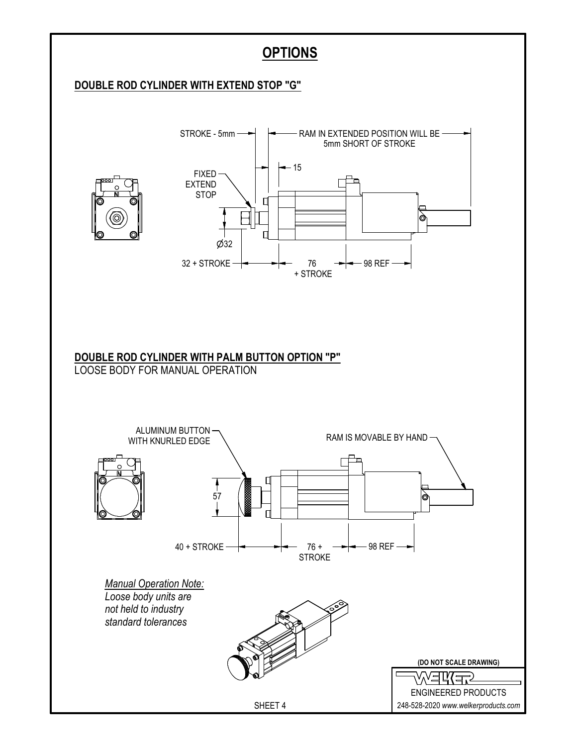# OPTIONS

## DOUBLE ROD CYLINDER WITH EXTEND STOP "G"

STROKE - 5mm

RAM IN EXTENDED POSITION WILL BE 5mm SHORT OF STROKE

15

FIXED EXTEND STOP

Ø32

32 + STROKE

76 + STROKE

98 REF

## DOUBLE ROD CYLINDER WITH PALM BUTTON OPTION "P"

LOOSE BODY FOR MANUAL OPERATION

ALUMINUM BUTTON WITH KNURLED EDGE

RAM IS MOVABLE BY HAND

57

40 + STROKE

76 + STROKE

98 REF

*Manual Operation Note:*
*Loose body units are not held to industry standard tolerances*

**(DO NOT SCALE DRAWING)**

WELKER ENGINEERED PRODUCTS
248-528-2020 *www.welkerproducts.com*

SHEET 4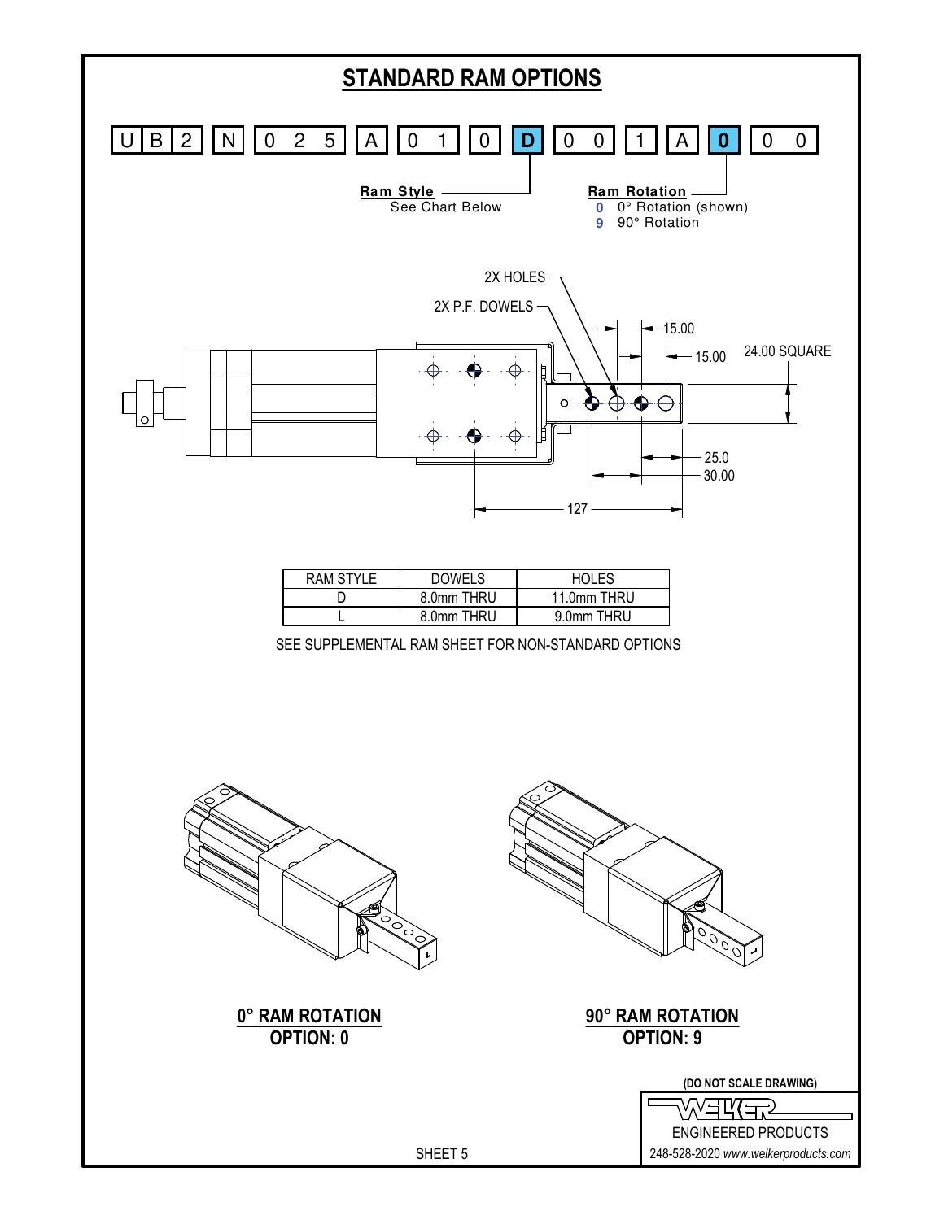# STANDARD RAM OPTIONS

U B 2 | N | 0 2 5 | A | 0 1 | 0 | **D** | 0 0 | 1 | A | **0** | 0 0

**Ram Style**
See Chart Below

**Ram Rotation**
**0** 0° Rotation (shown)
**9** 90° Rotation

2X HOLES

2X P.F. DOWELS

15.00

15.00

24.00 SQUARE

25.0

30.00

127

| RAM STYLE | DOWELS | HOLES |
|---|---|---|
| D | 8.0mm THRU | 11.0mm THRU |
| L | 8.0mm THRU | 9.0mm THRU |

SEE SUPPLEMENTAL RAM SHEET FOR NON-STANDARD OPTIONS

**0° RAM ROTATION**
**OPTION: 0**

**90° RAM ROTATION**
**OPTION: 9**

(DO NOT SCALE DRAWING)

WELKER
ENGINEERED PRODUCTS
248-528-2020 *www.welkerproducts.com*

SHEET 5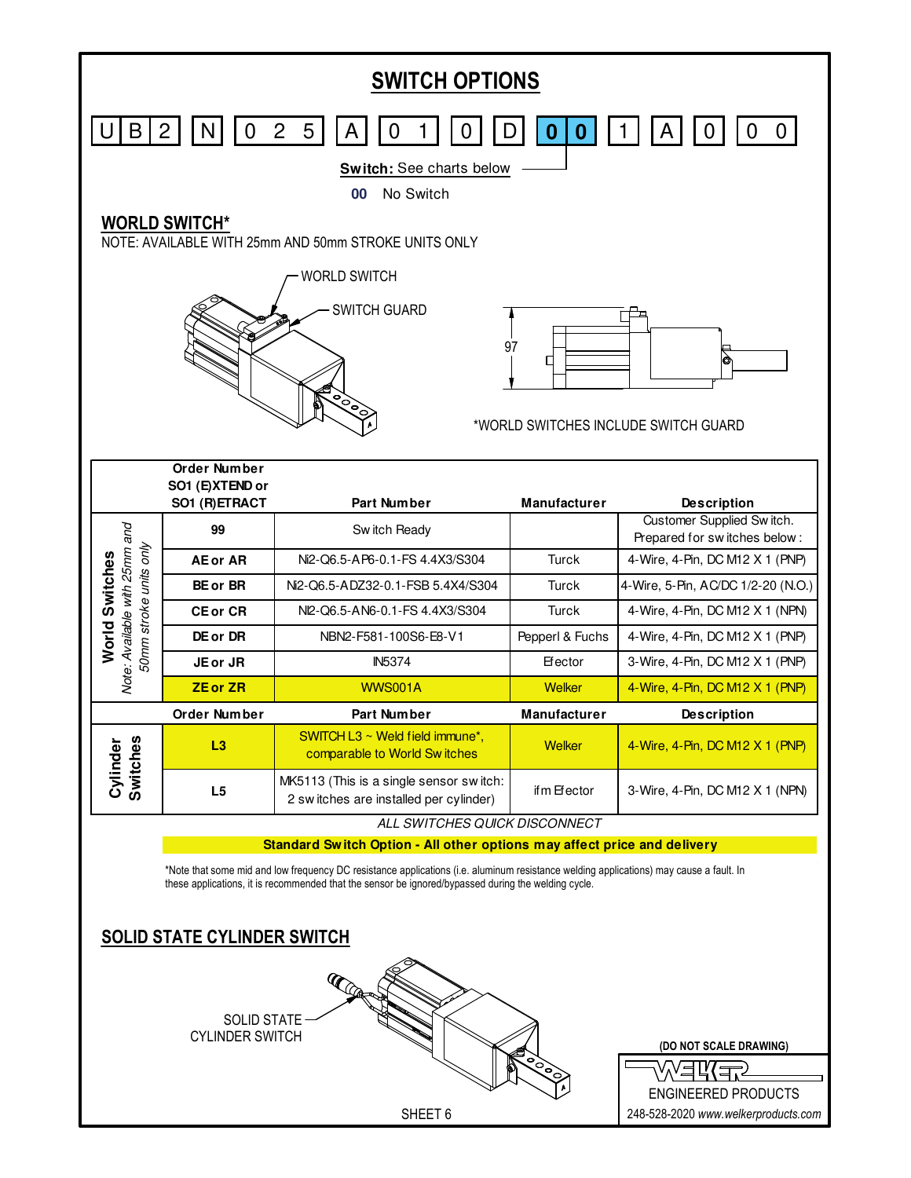# SWITCH OPTIONS

U B 2 | N | 0 2 5 | A | 0 1 | 0 | D | **0 0** | 1 | A | 0 | 0 0

**Switch:** See charts below

**00** No Switch

## WORLD SWITCH*

NOTE: AVAILABLE WITH 25mm AND 50mm STROKE UNITS ONLY

WORLD SWITCH

SWITCH GUARD

97

*WORLD SWITCHES INCLUDE SWITCH GUARD

| | Order Number SO1 (E)XTEND or SO1 (R)ETRACT | Part Number | Manufacturer | Description |
|---|---|---|---|---|
| World Switches *Note: Available with 25mm and 50mm stroke units only* | 99 | Switch Ready | | Customer Supplied Switch. Prepared for switches below: |
| | AE or AR | Ni2-Q6.5-AP6-0.1-FS 4.4X3/S304 | Turck | 4-Wire, 4-Pin, DC M12 X 1 (PNP) |
| | BE or BR | Ni2-Q6.5-ADZ32-0.1-FSB 5.4X4/S304 | Turck | 4-Wire, 5-Pin, AC/DC 1/2-20 (N.O.) |
| | CE or CR | Ni2-Q6.5-AN6-0.1-FS 4.4X3/S304 | Turck | 4-Wire, 4-Pin, DC M12 X 1 (NPN) |
| | DE or DR | NBN2-F581-100S6-E8-V1 | Pepperl & Fuchs | 4-Wire, 4-Pin, DC M12 X 1 (PNP) |
| | JE or JR | IN5374 | Efector | 3-Wire, 4-Pin, DC M12 X 1 (PNP) |
| | ZE or ZR | WWS001A | Welker | 4-Wire, 4-Pin, DC M12 X 1 (PNP) |
| | **Order Number** | **Part Number** | **Manufacturer** | **Description** |
| Cylinder Switches | L3 | SWITCH L3 ~ Weld field immune*, comparable to World Switches | Welker | 4-Wire, 4-Pin, DC M12 X 1 (PNP) |
| | L5 | MK5113 (This is a single sensor switch: 2 switches are installed per cylinder) | ifm Efector | 3-Wire, 4-Pin, DC M12 X 1 (NPN) |

*ALL SWITCHES QUICK DISCONNECT*

**Standard Switch Option - All other options may affect price and delivery**

*Note that some mid and low frequency DC resistance applications (i.e. aluminum resistance welding applications) may cause a fault. In these applications, it is recommended that the sensor be ignored/bypassed during the welding cycle.

## SOLID STATE CYLINDER SWITCH

SOLID STATE CYLINDER SWITCH

(DO NOT SCALE DRAWING)

WELKER ENGINEERED PRODUCTS

248-528-2020 *www.welkerproducts.com*

SHEET 6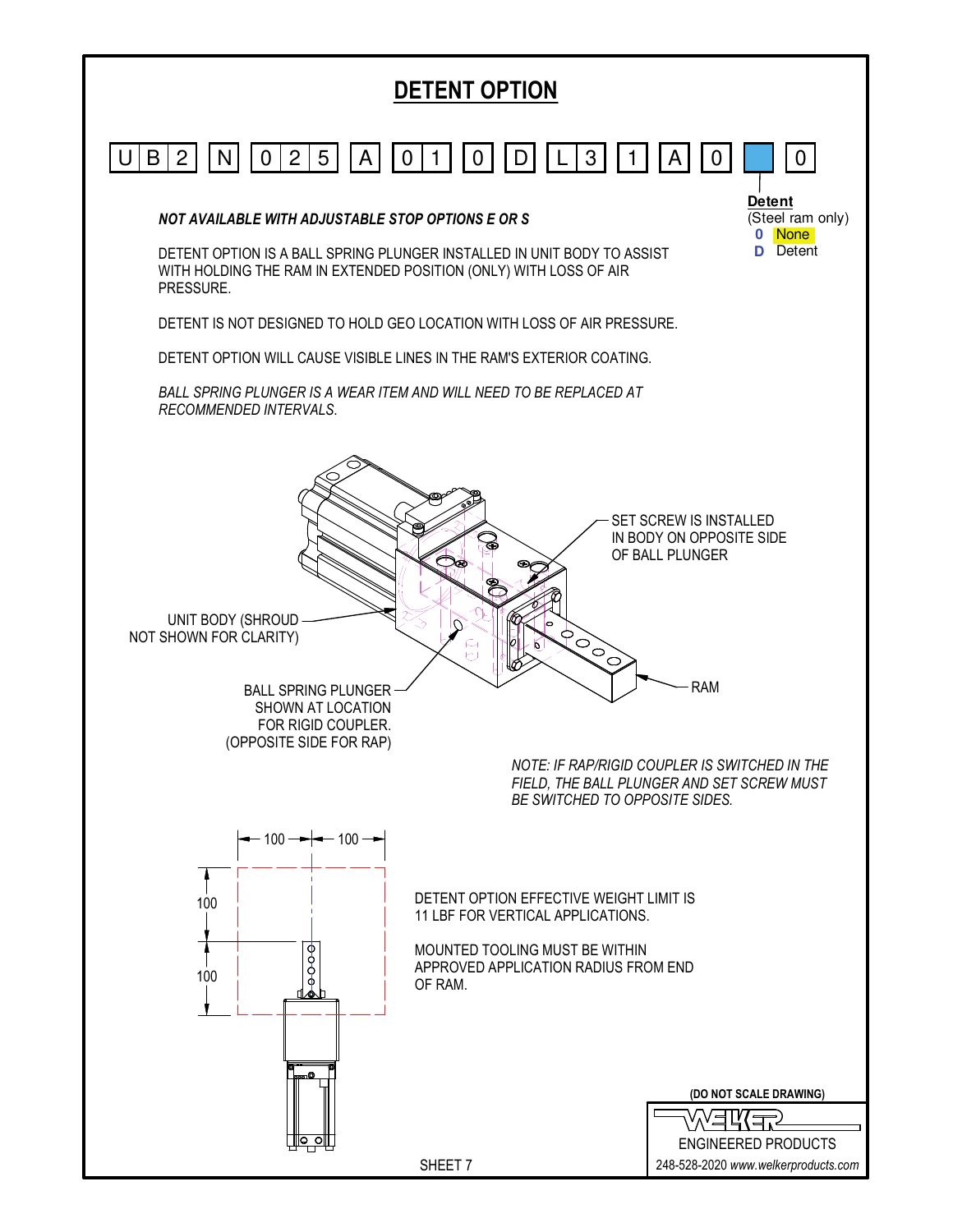# DETENT OPTION

U B 2 | N | 0 2 5 | A | 0 1 | 0 | D | L 3 | 1 | A | 0 | ☐ | 0

**Detent**
(Steel ram only)
**0** None
**D** Detent

***NOT AVAILABLE WITH ADJUSTABLE STOP OPTIONS E OR S***

DETENT OPTION IS A BALL SPRING PLUNGER INSTALLED IN UNIT BODY TO ASSIST WITH HOLDING THE RAM IN EXTENDED POSITION (ONLY) WITH LOSS OF AIR PRESSURE.

DETENT IS NOT DESIGNED TO HOLD GEO LOCATION WITH LOSS OF AIR PRESSURE.

DETENT OPTION WILL CAUSE VISIBLE LINES IN THE RAM'S EXTERIOR COATING.

*BALL SPRING PLUNGER IS A WEAR ITEM AND WILL NEED TO BE REPLACED AT RECOMMENDED INTERVALS.*

SET SCREW IS INSTALLED IN BODY ON OPPOSITE SIDE OF BALL PLUNGER

UNIT BODY (SHROUD NOT SHOWN FOR CLARITY)

BALL SPRING PLUNGER SHOWN AT LOCATION FOR RIGID COUPLER. (OPPOSITE SIDE FOR RAP)

RAM

*NOTE: IF RAP/RIGID COUPLER IS SWITCHED IN THE FIELD, THE BALL PLUNGER AND SET SCREW MUST BE SWITCHED TO OPPOSITE SIDES.*

100 100 100 100

DETENT OPTION EFFECTIVE WEIGHT LIMIT IS 11 LBF FOR VERTICAL APPLICATIONS.

MOUNTED TOOLING MUST BE WITHIN APPROVED APPLICATION RADIUS FROM END OF RAM.

SHEET 7

**(DO NOT SCALE DRAWING)**

WELKER ENGINEERED PRODUCTS
248-528-2020 *www.welkerproducts.com*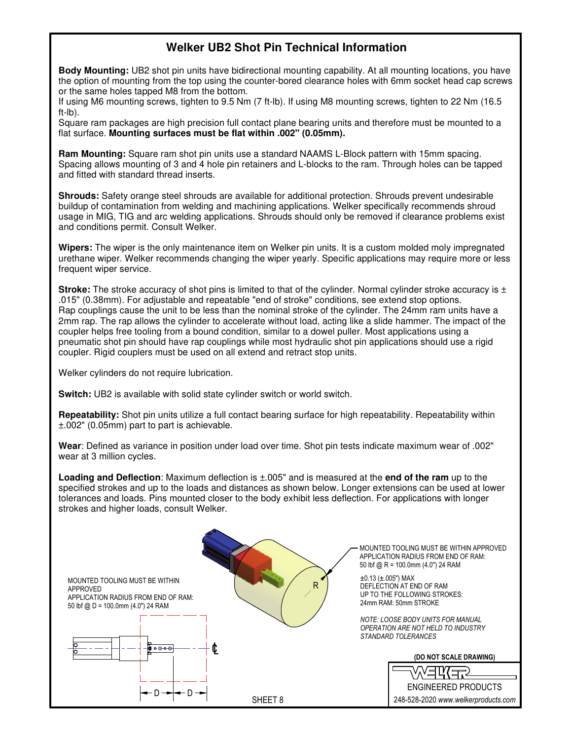# Welker UB2 Shot Pin Technical Information

**Body Mounting:** UB2 shot pin units have bidirectional mounting capability. At all mounting locations, you have the option of mounting from the top using the counter-bored clearance holes with 6mm socket head cap screws or the same holes tapped M8 from the bottom.
If using M6 mounting screws, tighten to 9.5 Nm (7 ft-lb). If using M8 mounting screws, tighten to 22 Nm (16.5 ft-lb).
Square ram packages are high precision full contact plane bearing units and therefore must be mounted to a flat surface. **Mounting surfaces must be flat within .002" (0.05mm).**

**Ram Mounting:** Square ram shot pin units use a standard NAAMS L-Block pattern with 15mm spacing. Spacing allows mounting of 3 and 4 hole pin retainers and L-blocks to the ram. Through holes can be tapped and fitted with standard thread inserts.

**Shrouds:** Safety orange steel shrouds are available for additional protection. Shrouds prevent undesirable buildup of contamination from welding and machining applications. Welker specifically recommends shroud usage in MIG, TIG and arc welding applications. Shrouds should only be removed if clearance problems exist and conditions permit. Consult Welker.

**Wipers:** The wiper is the only maintenance item on Welker pin units. It is a custom molded moly impregnated urethane wiper. Welker recommends changing the wiper yearly. Specific applications may require more or less frequent wiper service.

**Stroke:** The stroke accuracy of shot pins is limited to that of the cylinder. Normal cylinder stroke accuracy is ± .015" (0.38mm). For adjustable and repeatable "end of stroke" conditions, see extend stop options.
Rap couplings cause the unit to be less than the nominal stroke of the cylinder. The 24mm ram units have a 2mm rap. The rap allows the cylinder to accelerate without load, acting like a slide hammer. The impact of the coupler helps free tooling from a bound condition, similar to a dowel puller. Most applications using a pneumatic shot pin should have rap couplings while most hydraulic shot pin applications should use a rigid coupler. Rigid couplers must be used on all extend and retract stop units.

Welker cylinders do not require lubrication.

**Switch:** UB2 is available with solid state cylinder switch or world switch.

**Repeatability:** Shot pin units utilize a full contact bearing surface for high repeatability. Repeatability within ±.002" (0.05mm) part to part is achievable.

**Wear**: Defined as variance in position under load over time. Shot pin tests indicate maximum wear of .002" wear at 3 million cycles.

**Loading and Deflection**: Maximum deflection is ±.005" and is measured at the **end of the ram** up to the specified strokes and up to the loads and distances as shown below. Longer extensions can be used at lower tolerances and loads. Pins mounted closer to the body exhibit less deflection. For applications with longer strokes and higher loads, consult Welker.

MOUNTED TOOLING MUST BE WITHIN APPROVED APPLICATION RADIUS FROM END OF RAM:
50 lbf @ D = 100.0mm (4.0") 24 RAM

D D

R

MOUNTED TOOLING MUST BE WITHIN APPROVED APPLICATION RADIUS FROM END OF RAM:
50 lbf @ R = 100.0mm (4.0") 24 RAM

±0.13 (±.005") MAX
DEFLECTION AT END OF RAM
UP TO THE FOLLOWING STROKES:
24mm RAM: 50mm STROKE

*NOTE: LOOSE BODY UNITS FOR MANUAL OPERATION ARE NOT HELD TO INDUSTRY STANDARD TOLERANCES*

(DO NOT SCALE DRAWING)

WELKER
ENGINEERED PRODUCTS
248-528-2020 *www.welkerproducts.com*

SHEET 8